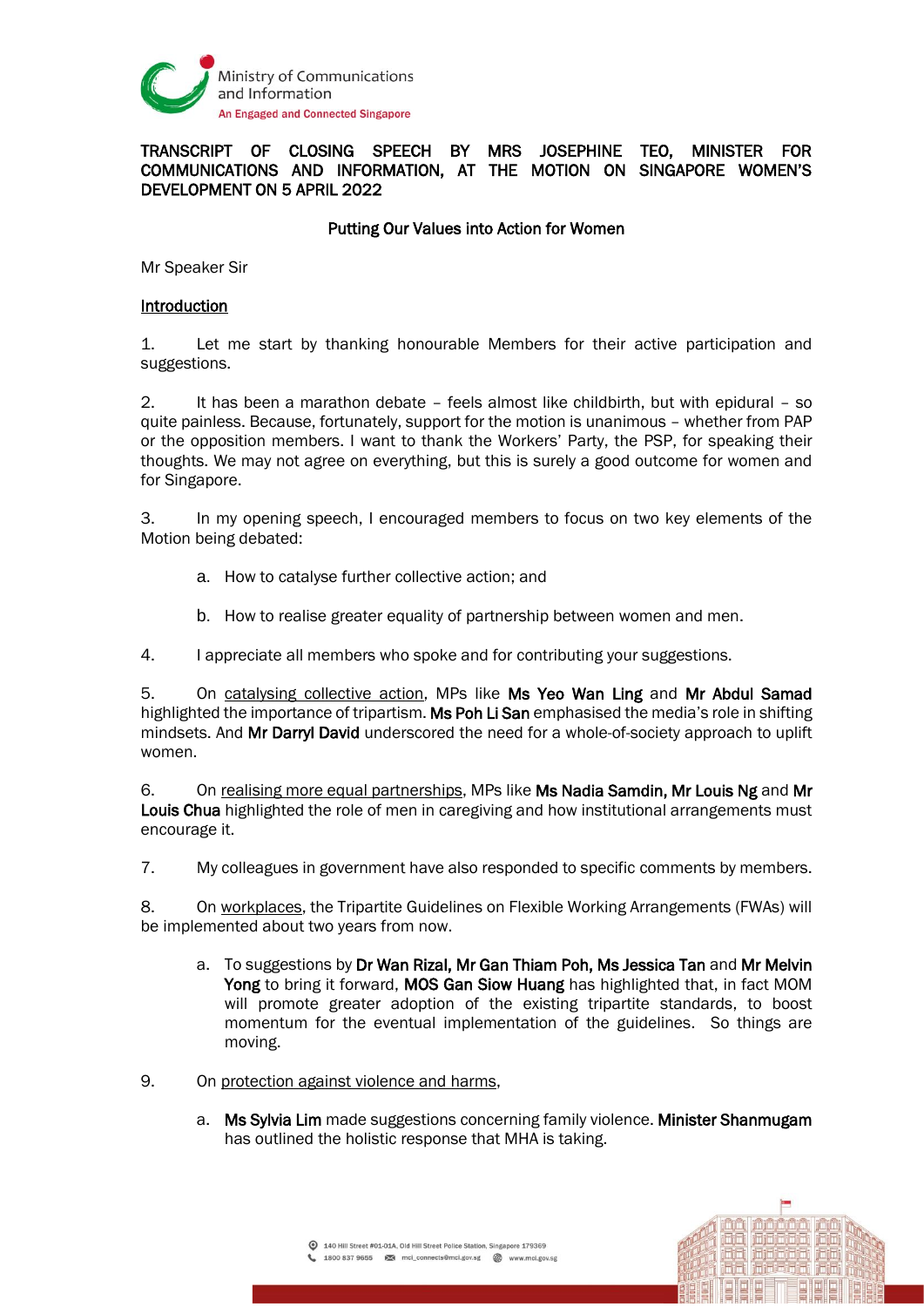TRANSCRIPT OF CLOSING SPEECH BY MRS JOSEPHINE TEO, MINISTER FOR COMMUNICATIONS AND INFORMATION, AT THE MOTION ON SINGAPORE WOMEN'S DEVELOPMENT ON 5 APRIL 2022

## Putting Our Values into Action for Women

Mr Speaker Sir

### Introduction

1. Let me start by thanking honourable Members for their active participation and suggestions.

2. It has been a marathon debate – feels almost like childbirth, but with epidural – so quite painless. Because, fortunately, support for the motion is unanimous – whether from PAP or the opposition members. I want to thank the Workers' Party, the PSP, for speaking their thoughts. We may not agree on everything, but this is surely a good outcome for women and for Singapore.

3. In my opening speech, I encouraged members to focus on two key elements of the Motion being debated:

   a. How to catalyse further collective action; and

   b. How to realise greater equality of partnership between women and men.

4. I appreciate all members who spoke and for contributing your suggestions.

5. On catalysing collective action, MPs like **Ms Yeo Wan Ling** and **Mr Abdul Samad** highlighted the importance of tripartism. **Ms Poh Li San** emphasised the media's role in shifting mindsets. And **Mr Darryl David** underscored the need for a whole-of-society approach to uplift women.

6. On realising more equal partnerships, MPs like **Ms Nadia Samdin, Mr Louis Ng** and **Mr Louis Chua** highlighted the role of men in caregiving and how institutional arrangements must encourage it.

7. My colleagues in government have also responded to specific comments by members.

8. On workplaces, the Tripartite Guidelines on Flexible Working Arrangements (FWAs) will be implemented about two years from now.

   a. To suggestions by **Dr Wan Rizal, Mr Gan Thiam Poh, Ms Jessica Tan** and **Mr Melvin Yong** to bring it forward, **MOS Gan Siow Huang** has highlighted that, in fact MOM will promote greater adoption of the existing tripartite standards, to boost momentum for the eventual implementation of the guidelines. So things are moving.

9. On protection against violence and harms,

   a. **Ms Sylvia Lim** made suggestions concerning family violence. **Minister Shanmugam** has outlined the holistic response that MHA is taking.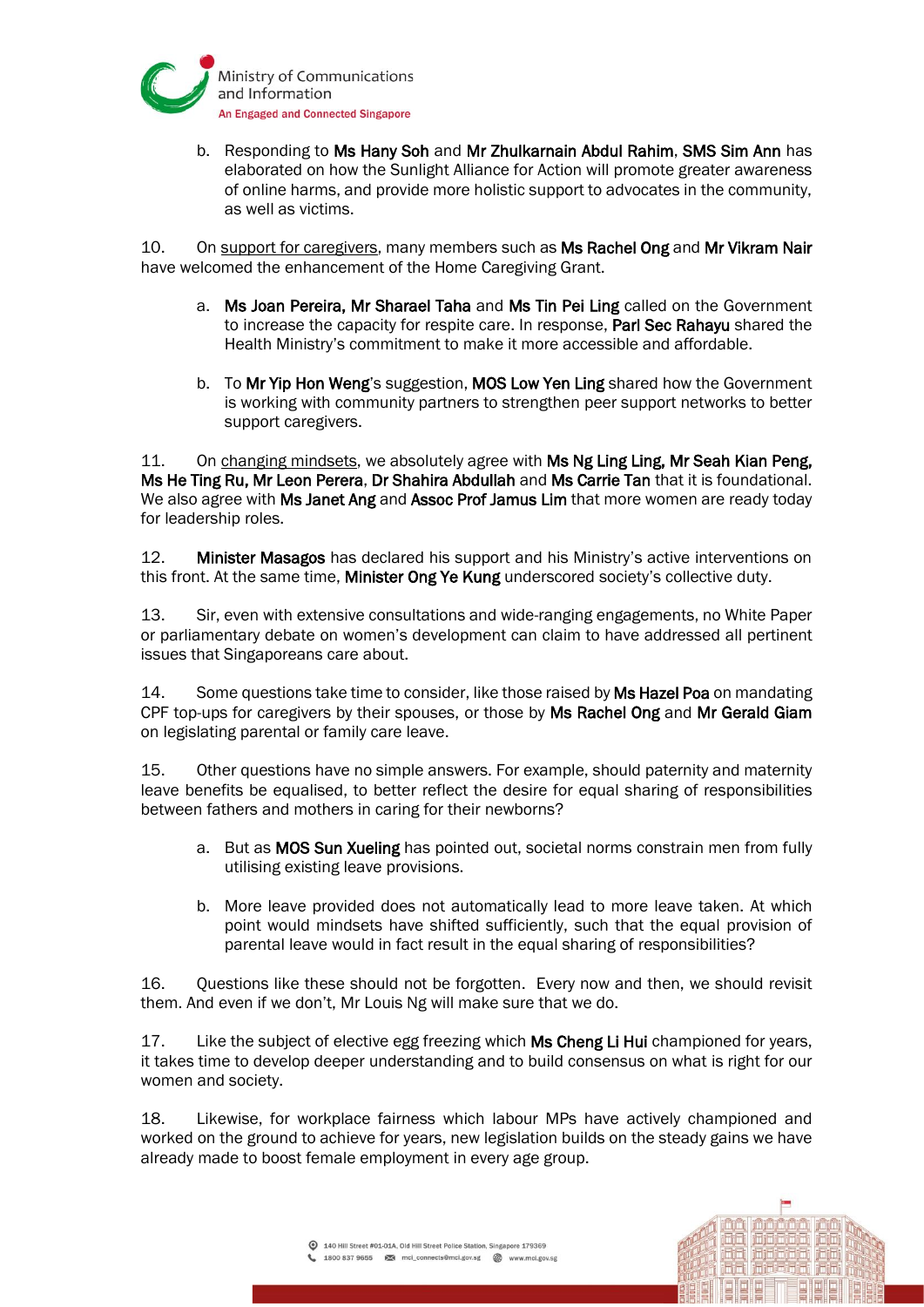b. Responding to **Ms Hany Soh** and **Mr Zhulkarnain Abdul Rahim**, **SMS Sim Ann** has elaborated on how the Sunlight Alliance for Action will promote greater awareness of online harms, and provide more holistic support to advocates in the community, as well as victims.

10. On support for caregivers, many members such as **Ms Rachel Ong** and **Mr Vikram Nair** have welcomed the enhancement of the Home Caregiving Grant.

a. **Ms Joan Pereira, Mr Sharael Taha** and **Ms Tin Pei Ling** called on the Government to increase the capacity for respite care. In response, **Parl Sec Rahayu** shared the Health Ministry's commitment to make it more accessible and affordable.

b. To **Mr Yip Hon Weng**'s suggestion, **MOS Low Yen Ling** shared how the Government is working with community partners to strengthen peer support networks to better support caregivers.

11. On changing mindsets, we absolutely agree with **Ms Ng Ling Ling, Mr Seah Kian Peng, Ms He Ting Ru, Mr Leon Perera**, **Dr Shahira Abdullah** and **Ms Carrie Tan** that it is foundational. We also agree with **Ms Janet Ang** and **Assoc Prof Jamus Lim** that more women are ready today for leadership roles.

12. **Minister Masagos** has declared his support and his Ministry's active interventions on this front. At the same time, **Minister Ong Ye Kung** underscored society's collective duty.

13. Sir, even with extensive consultations and wide-ranging engagements, no White Paper or parliamentary debate on women's development can claim to have addressed all pertinent issues that Singaporeans care about.

14. Some questions take time to consider, like those raised by **Ms Hazel Poa** on mandating CPF top-ups for caregivers by their spouses, or those by **Ms Rachel Ong** and **Mr Gerald Giam** on legislating parental or family care leave.

15. Other questions have no simple answers. For example, should paternity and maternity leave benefits be equalised, to better reflect the desire for equal sharing of responsibilities between fathers and mothers in caring for their newborns?

a. But as **MOS Sun Xueling** has pointed out, societal norms constrain men from fully utilising existing leave provisions.

b. More leave provided does not automatically lead to more leave taken. At which point would mindsets have shifted sufficiently, such that the equal provision of parental leave would in fact result in the equal sharing of responsibilities?

16. Questions like these should not be forgotten. Every now and then, we should revisit them. And even if we don't, Mr Louis Ng will make sure that we do.

17. Like the subject of elective egg freezing which **Ms Cheng Li Hui** championed for years, it takes time to develop deeper understanding and to build consensus on what is right for our women and society.

18. Likewise, for workplace fairness which labour MPs have actively championed and worked on the ground to achieve for years, new legislation builds on the steady gains we have already made to boost female employment in every age group.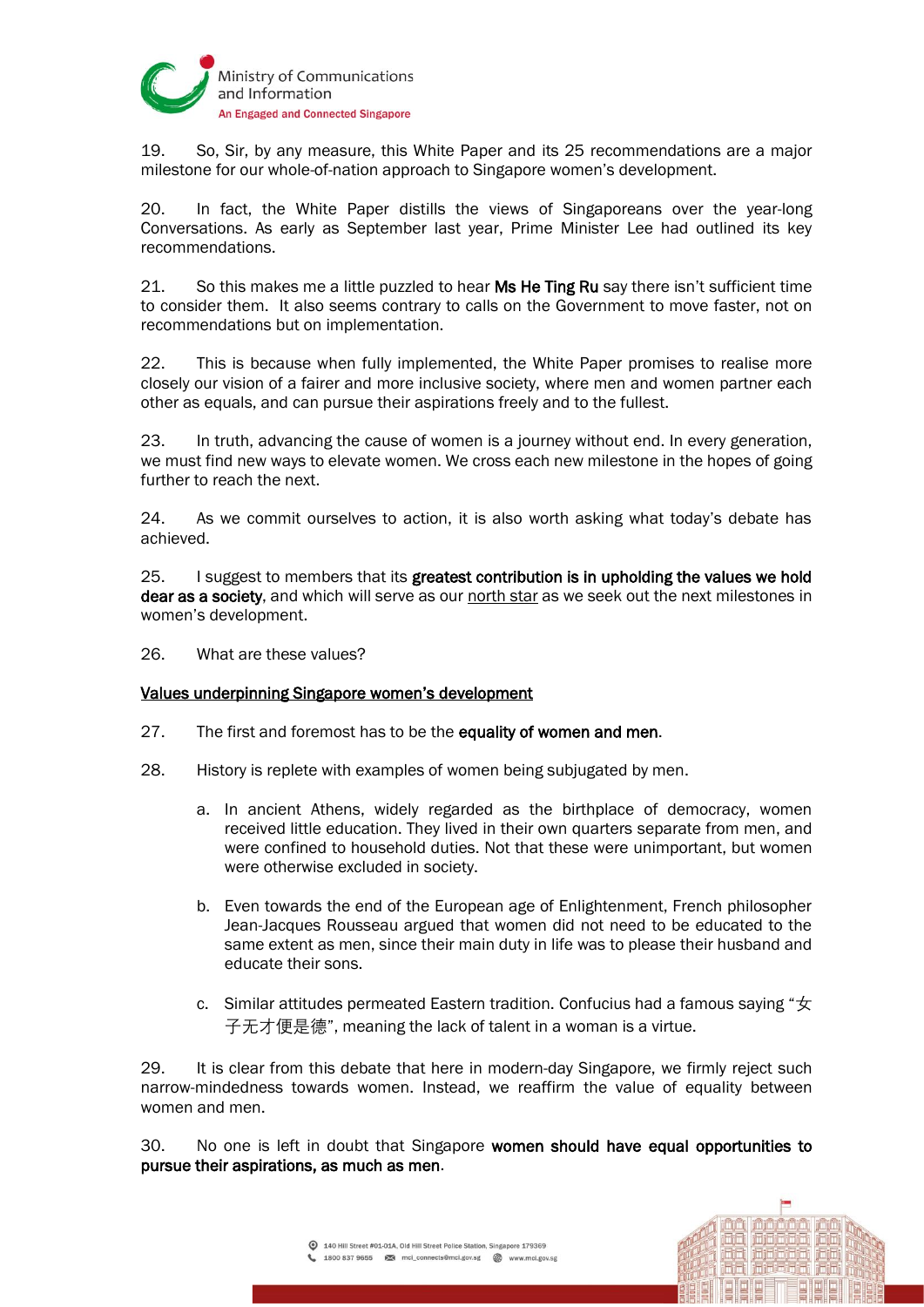19. So, Sir, by any measure, this White Paper and its 25 recommendations are a major milestone for our whole-of-nation approach to Singapore women's development.

20. In fact, the White Paper distills the views of Singaporeans over the year-long Conversations. As early as September last year, Prime Minister Lee had outlined its key recommendations.

21. So this makes me a little puzzled to hear **Ms He Ting Ru** say there isn't sufficient time to consider them. It also seems contrary to calls on the Government to move faster, not on recommendations but on implementation.

22. This is because when fully implemented, the White Paper promises to realise more closely our vision of a fairer and more inclusive society, where men and women partner each other as equals, and can pursue their aspirations freely and to the fullest.

23. In truth, advancing the cause of women is a journey without end. In every generation, we must find new ways to elevate women. We cross each new milestone in the hopes of going further to reach the next.

24. As we commit ourselves to action, it is also worth asking what today's debate has achieved.

25. I suggest to members that its **greatest contribution is in upholding the values we hold dear as a society**, and which will serve as our <u>north star</u> as we seek out the next milestones in women's development.

26. What are these values?

<u>Values underpinning Singapore women's development</u>

27. The first and foremost has to be the **equality of women and men**.

28. History is replete with examples of women being subjugated by men.

   a. In ancient Athens, widely regarded as the birthplace of democracy, women received little education. They lived in their own quarters separate from men, and were confined to household duties. Not that these were unimportant, but women were otherwise excluded in society.

   b. Even towards the end of the European age of Enlightenment, French philosopher Jean-Jacques Rousseau argued that women did not need to be educated to the same extent as men, since their main duty in life was to please their husband and educate their sons.

   c. Similar attitudes permeated Eastern tradition. Confucius had a famous saying "女子无才便是德", meaning the lack of talent in a woman is a virtue.

29. It is clear from this debate that here in modern-day Singapore, we firmly reject such narrow-mindedness towards women. Instead, we reaffirm the value of equality between women and men.

30. No one is left in doubt that Singapore **women should have equal opportunities to pursue their aspirations, as much as men**.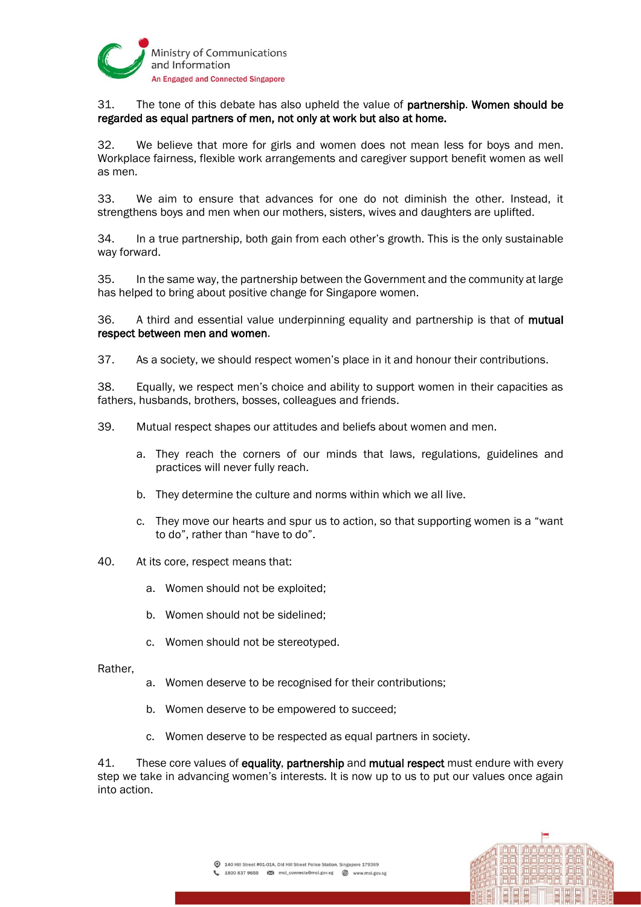31. The tone of this debate has also upheld the value of **partnership**. **Women should be regarded as equal partners of men, not only at work but also at home.**

32. We believe that more for girls and women does not mean less for boys and men. Workplace fairness, flexible work arrangements and caregiver support benefit women as well as men.

33. We aim to ensure that advances for one do not diminish the other. Instead, it strengthens boys and men when our mothers, sisters, wives and daughters are uplifted.

34. In a true partnership, both gain from each other's growth. This is the only sustainable way forward.

35. In the same way, the partnership between the Government and the community at large has helped to bring about positive change for Singapore women.

36. A third and essential value underpinning equality and partnership is that of **mutual respect between men and women**.

37. As a society, we should respect women's place in it and honour their contributions.

38. Equally, we respect men's choice and ability to support women in their capacities as fathers, husbands, brothers, bosses, colleagues and friends.

39. Mutual respect shapes our attitudes and beliefs about women and men.

   a. They reach the corners of our minds that laws, regulations, guidelines and practices will never fully reach.

   b. They determine the culture and norms within which we all live.

   c. They move our hearts and spur us to action, so that supporting women is a "want to do", rather than "have to do".

40. At its core, respect means that:

   a. Women should not be exploited;

   b. Women should not be sidelined;

   c. Women should not be stereotyped.

Rather,

   a. Women deserve to be recognised for their contributions;

   b. Women deserve to be empowered to succeed;

   c. Women deserve to be respected as equal partners in society.

41. These core values of **equality**, **partnership** and **mutual respect** must endure with every step we take in advancing women's interests. It is now up to us to put our values once again into action.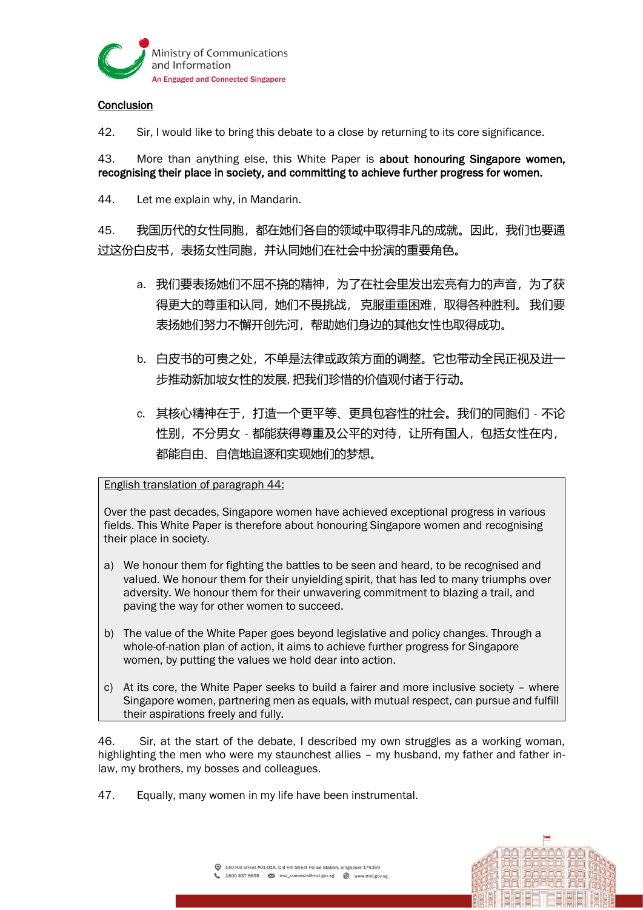**Conclusion**

42. Sir, I would like to bring this debate to a close by returning to its core significance.

43. More than anything else, this White Paper is **about honouring Singapore women, recognising their place in society, and committing to achieve further progress for women.**

44. Let me explain why, in Mandarin.

45. 我国历代的女性同胞，都在她们各自的领域中取得非凡的成就。因此，我们也要通过这份白皮书，表扬女性同胞，并认同她们在社会中扮演的重要角色。

a. 我们要表扬她们不屈不挠的精神，为了在社会里发出宏亮有力的声音，为了获得更大的尊重和认同，她们不畏挑战，克服重重困难，取得各种胜利。我们要表扬她们努力不懈开创先河，帮助她们身边的其他女性也取得成功。

b. 白皮书的可贵之处，不单是法律或政策方面的调整。它也带动全民正视及进一步推动新加坡女性的发展，把我们珍惜的价值观付诸于行动。

c. 其核心精神在于，打造一个更平等、更具包容性的社会。我们的同胞们 - 不论性别，不分男女 - 都能获得尊重及公平的对待，让所有国人，包括女性在内，都能自由、自信地追逐和实现她们的梦想。

> English translation of paragraph 44:
>
> Over the past decades, Singapore women have achieved exceptional progress in various fields. This White Paper is therefore about honouring Singapore women and recognising their place in society.
>
> a) We honour them for fighting the battles to be seen and heard, to be recognised and valued. We honour them for their unyielding spirit, that has led to many triumphs over adversity. We honour them for their unwavering commitment to blazing a trail, and paving the way for other women to succeed.
>
> b) The value of the White Paper goes beyond legislative and policy changes. Through a whole-of-nation plan of action, it aims to achieve further progress for Singapore women, by putting the values we hold dear into action.
>
> c) At its core, the White Paper seeks to build a fairer and more inclusive society – where Singapore women, partnering men as equals, with mutual respect, can pursue and fulfill their aspirations freely and fully.

46. Sir, at the start of the debate, I described my own struggles as a working woman, highlighting the men who were my staunchest allies – my husband, my father and father in-law, my brothers, my bosses and colleagues.

47. Equally, many women in my life have been instrumental.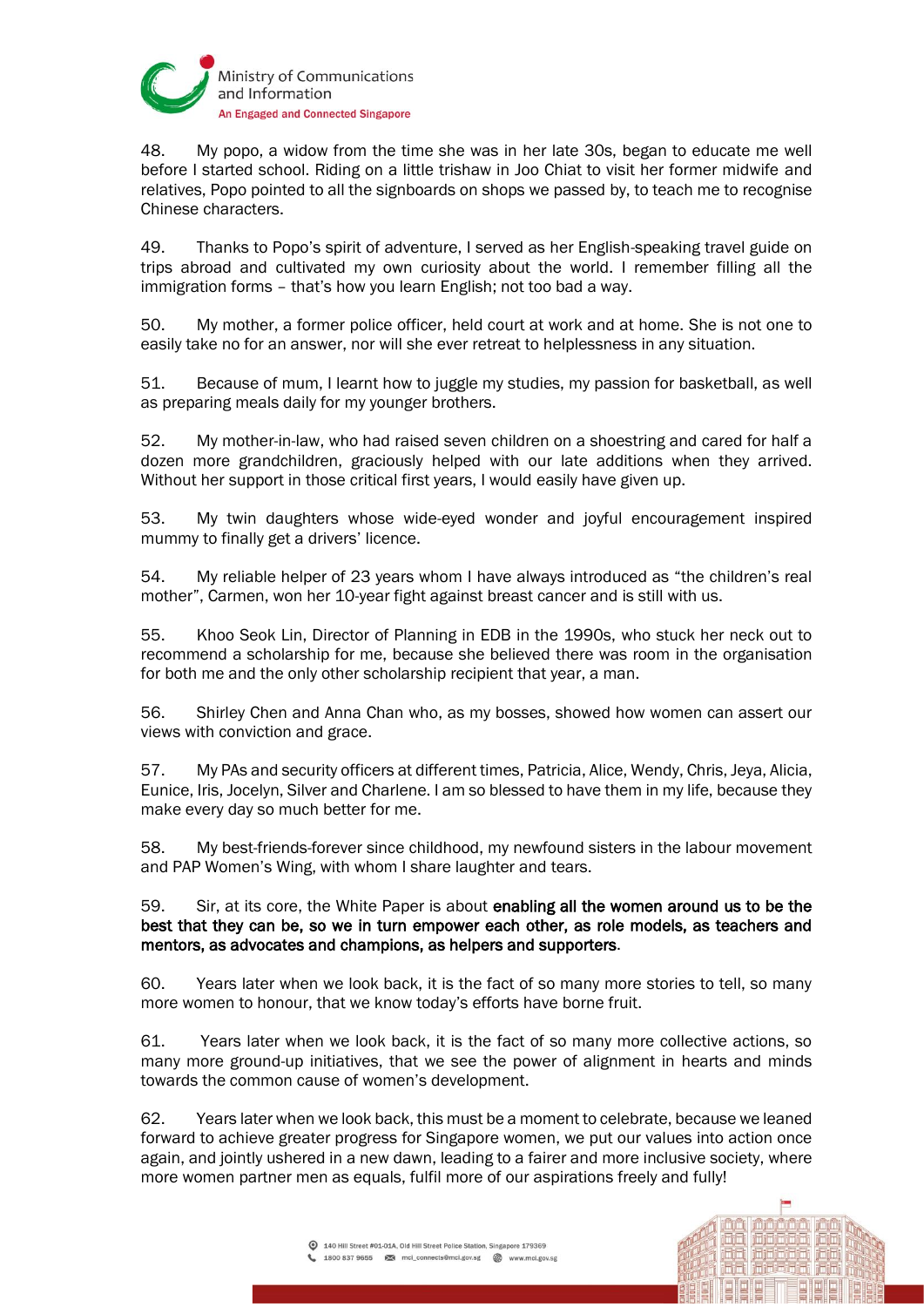48. My popo, a widow from the time she was in her late 30s, began to educate me well before I started school. Riding on a little trishaw in Joo Chiat to visit her former midwife and relatives, Popo pointed to all the signboards on shops we passed by, to teach me to recognise Chinese characters.

49. Thanks to Popo's spirit of adventure, I served as her English-speaking travel guide on trips abroad and cultivated my own curiosity about the world. I remember filling all the immigration forms – that's how you learn English; not too bad a way.

50. My mother, a former police officer, held court at work and at home. She is not one to easily take no for an answer, nor will she ever retreat to helplessness in any situation.

51. Because of mum, I learnt how to juggle my studies, my passion for basketball, as well as preparing meals daily for my younger brothers.

52. My mother-in-law, who had raised seven children on a shoestring and cared for half a dozen more grandchildren, graciously helped with our late additions when they arrived. Without her support in those critical first years, I would easily have given up.

53. My twin daughters whose wide-eyed wonder and joyful encouragement inspired mummy to finally get a drivers' licence.

54. My reliable helper of 23 years whom I have always introduced as "the children's real mother", Carmen, won her 10-year fight against breast cancer and is still with us.

55. Khoo Seok Lin, Director of Planning in EDB in the 1990s, who stuck her neck out to recommend a scholarship for me, because she believed there was room in the organisation for both me and the only other scholarship recipient that year, a man.

56. Shirley Chen and Anna Chan who, as my bosses, showed how women can assert our views with conviction and grace.

57. My PAs and security officers at different times, Patricia, Alice, Wendy, Chris, Jeya, Alicia, Eunice, Iris, Jocelyn, Silver and Charlene. I am so blessed to have them in my life, because they make every day so much better for me.

58. My best-friends-forever since childhood, my newfound sisters in the labour movement and PAP Women's Wing, with whom I share laughter and tears.

59. Sir, at its core, the White Paper is about **enabling all the women around us to be the best that they can be, so we in turn empower each other, as role models, as teachers and mentors, as advocates and champions, as helpers and supporters**.

60. Years later when we look back, it is the fact of so many more stories to tell, so many more women to honour, that we know today's efforts have borne fruit.

61. Years later when we look back, it is the fact of so many more collective actions, so many more ground-up initiatives, that we see the power of alignment in hearts and minds towards the common cause of women's development.

62. Years later when we look back, this must be a moment to celebrate, because we leaned forward to achieve greater progress for Singapore women, we put our values into action once again, and jointly ushered in a new dawn, leading to a fairer and more inclusive society, where more women partner men as equals, fulfil more of our aspirations freely and fully!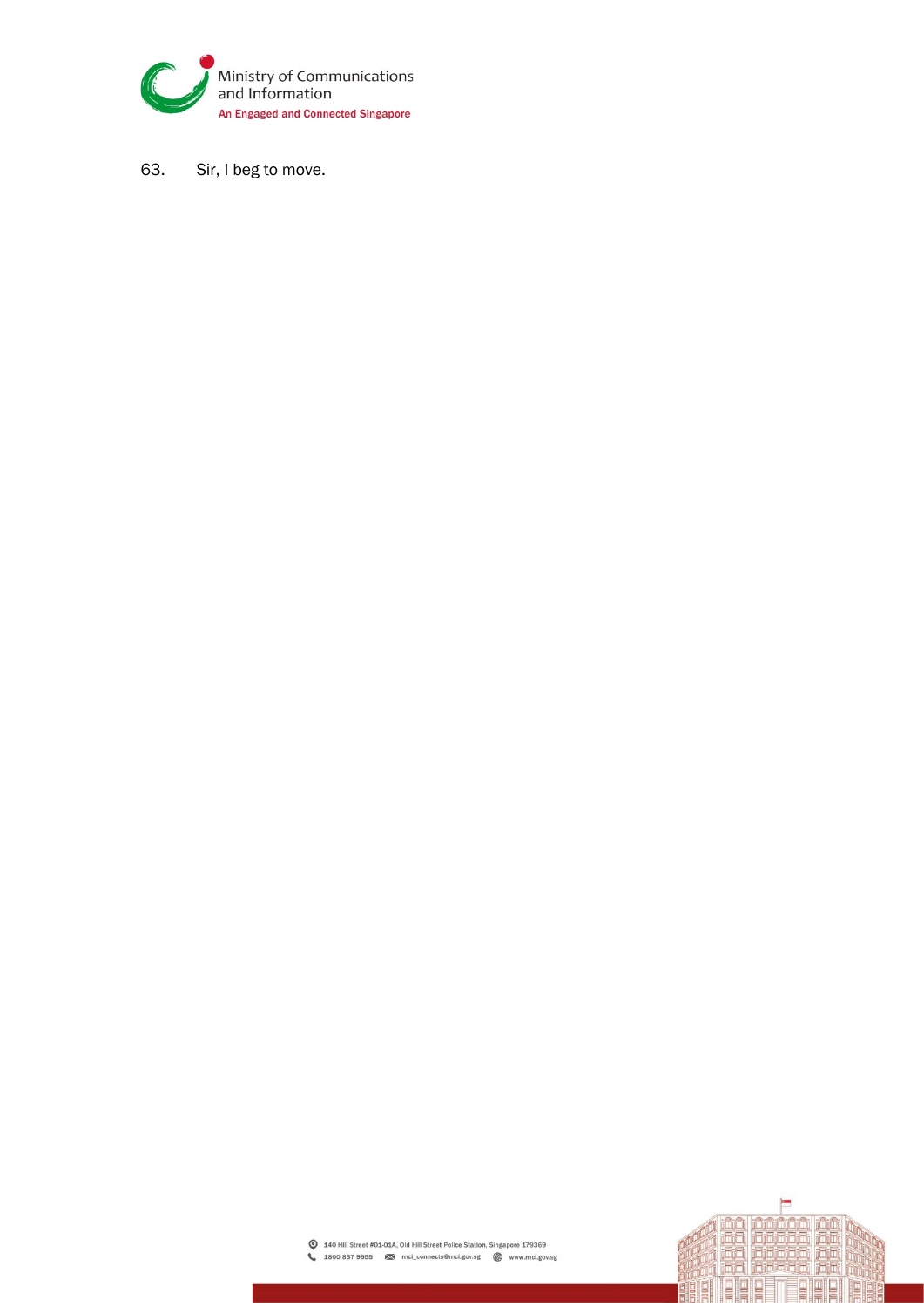63. Sir, I beg to move.